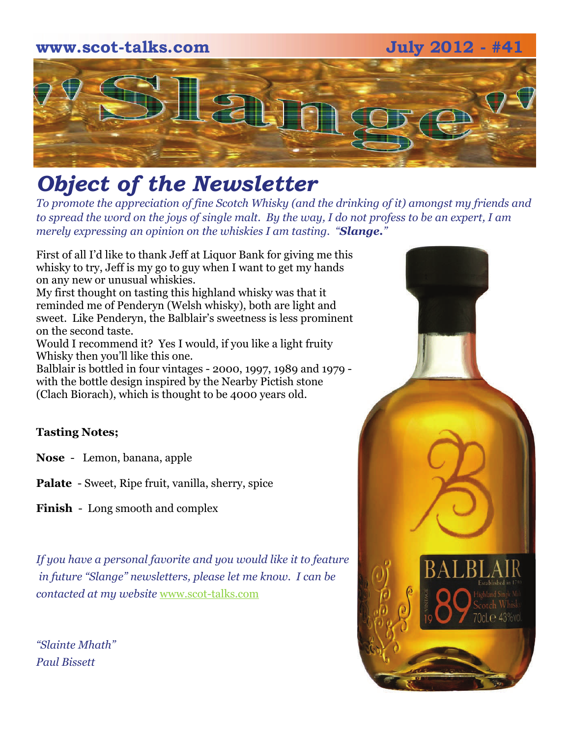www.scot-talks.com July 2012 - #41

# "Slange"

## *Object of the Newsletter*

*To promote the appreciation of fine Scotch Whisky (and the drinking of it) amongst my friends and to spread the word on the joys of single malt. By the way, I do not profess to be an expert, I am merely expressing an opinion on the whiskies I am tasting. "**Slange.**"*

First of all I'd like to thank Jeff at Liquor Bank for giving me this whisky to try, Jeff is my go to guy when I want to get my hands on any new or unusual whiskies.
My first thought on tasting this highland whisky was that it reminded me of Penderyn (Welsh whisky), both are light and sweet. Like Penderyn, the Balblair's sweetness is less prominent on the second taste.
Would I recommend it? Yes I would, if you like a light fruity Whisky then you'll like this one.
Balblair is bottled in four vintages - 2000, 1997, 1989 and 1979 - with the bottle design inspired by the Nearby Pictish stone (Clach Biorach), which is thought to be 4000 years old.

**Tasting Notes;**

**Nose** - Lemon, banana, apple

**Palate** - Sweet, Ripe fruit, vanilla, sherry, spice

**Finish** - Long smooth and complex

*If you have a personal favorite and you would like it to feature in future "Slange" newsletters, please let me know. I can be contacted at my website* www.scot-talks.com

*"Slainte Mhath"*
*Paul Bissett*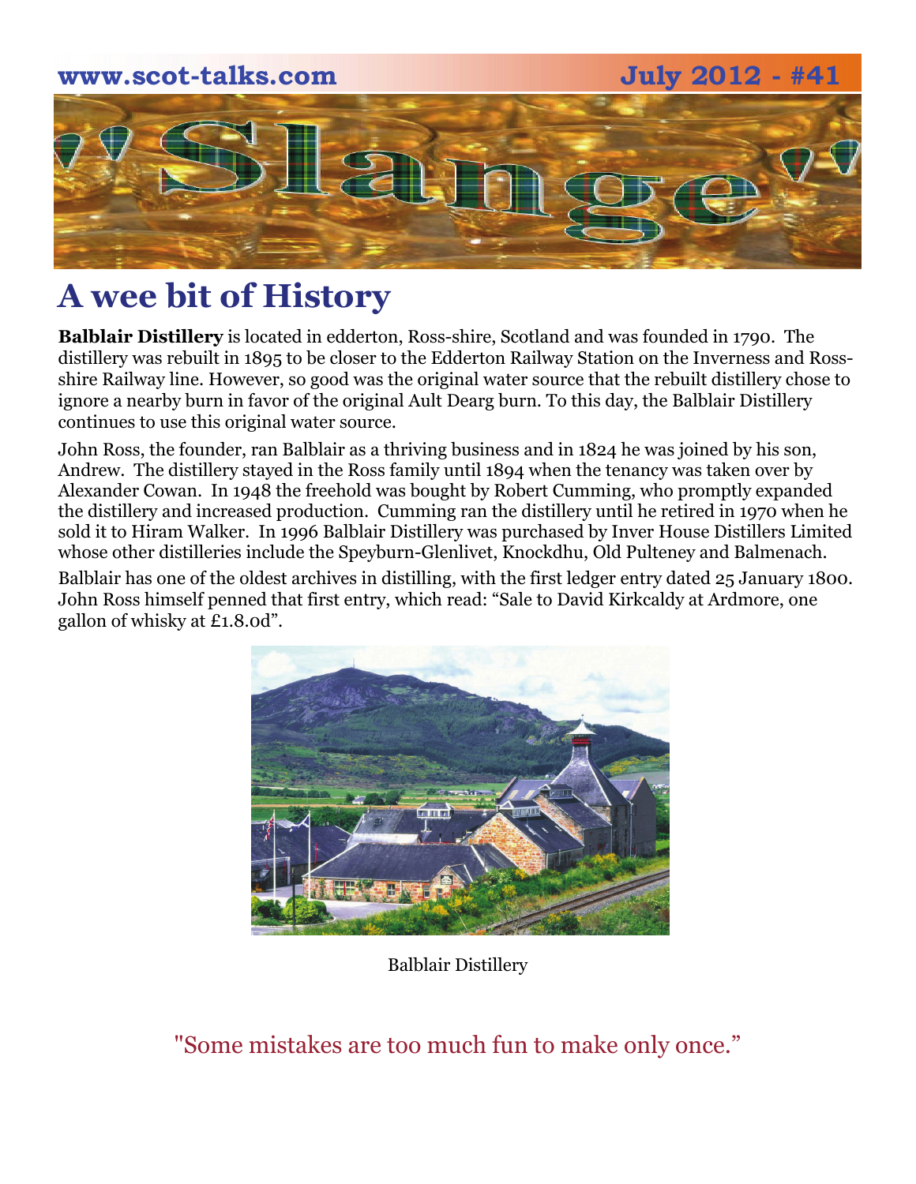## A wee bit of History

**Balblair Distillery** is located in edderton, Ross-shire, Scotland and was founded in 1790. The distillery was rebuilt in 1895 to be closer to the Edderton Railway Station on the Inverness and Ross-shire Railway line. However, so good was the original water source that the rebuilt distillery chose to ignore a nearby burn in favor of the original Ault Dearg burn. To this day, the Balblair Distillery continues to use this original water source.

John Ross, the founder, ran Balblair as a thriving business and in 1824 he was joined by his son, Andrew. The distillery stayed in the Ross family until 1894 when the tenancy was taken over by Alexander Cowan. In 1948 the freehold was bought by Robert Cumming, who promptly expanded the distillery and increased production. Cumming ran the distillery until he retired in 1970 when he sold it to Hiram Walker. In 1996 Balblair Distillery was purchased by Inver House Distillers Limited whose other distilleries include the Speyburn-Glenlivet, Knockdhu, Old Pulteney and Balmenach.

Balblair has one of the oldest archives in distilling, with the first ledger entry dated 25 January 1800. John Ross himself penned that first entry, which read: "Sale to David Kirkcaldy at Ardmore, one gallon of whisky at £1.8.0d".

Balblair Distillery

"Some mistakes are too much fun to make only once."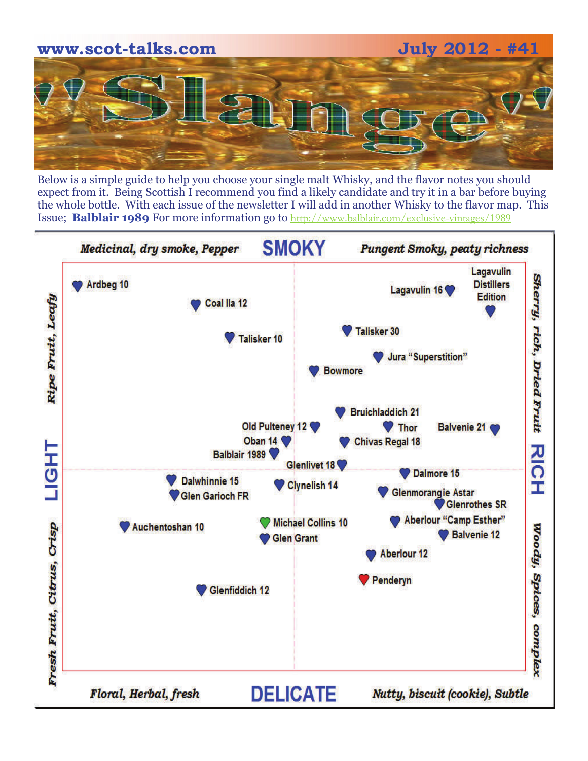www.scot-talks.com July 2012 - #41

# "Slange"

Below is a simple guide to help you choose your single malt Whisky, and the flavor notes you should expect from it. Being Scottish I recommend you find a likely candidate and try it in a bar before buying the whole bottle. With each issue of the newsletter I will add in another Whisky to the flavor map. This Issue; **Balblair 1989** For more information go to http://www.balblair.com/exclusive-vintages/1989

**SMOKY**

*Medicinal, dry smoke, Pepper* — *Pungent Smoky, peaty richness*

**LIGHT** — *Ripe Fruit, Leafy* / *Fresh Fruit, Citrus, Crisp*

**RICH** — *Sherry, rich, Dried Fruit* / *Woody, Spices, complex*

**DELICATE**

*Floral, Herbal, fresh* — *Nutty, biscuit (cookie), Subtle*

- Ardbeg 10
- Coal Ila 12
- Talisker 10
- Lagavulin 16
- Lagavulin Distillers Edition
- Talisker 30
- Jura "Superstition"
- Bowmore
- Bruichladdich 21
- Old Pulteney 12
- Thor
- Balvenie 21
- Oban 14
- Chivas Regal 18
- Balblair 1989
- Glenlivet 18
- Dalwhinnie 15
- Glen Garioch FR
- Clynelish 14
- Dalmore 15
- Glenmorangie Astar
- Glenrothes SR
- Auchentoshan 10
- Michael Collins 10
- Aberlour "Camp Esther"
- Glen Grant
- Balvenie 12
- Aberlour 12
- Penderyn
- Glenfiddich 12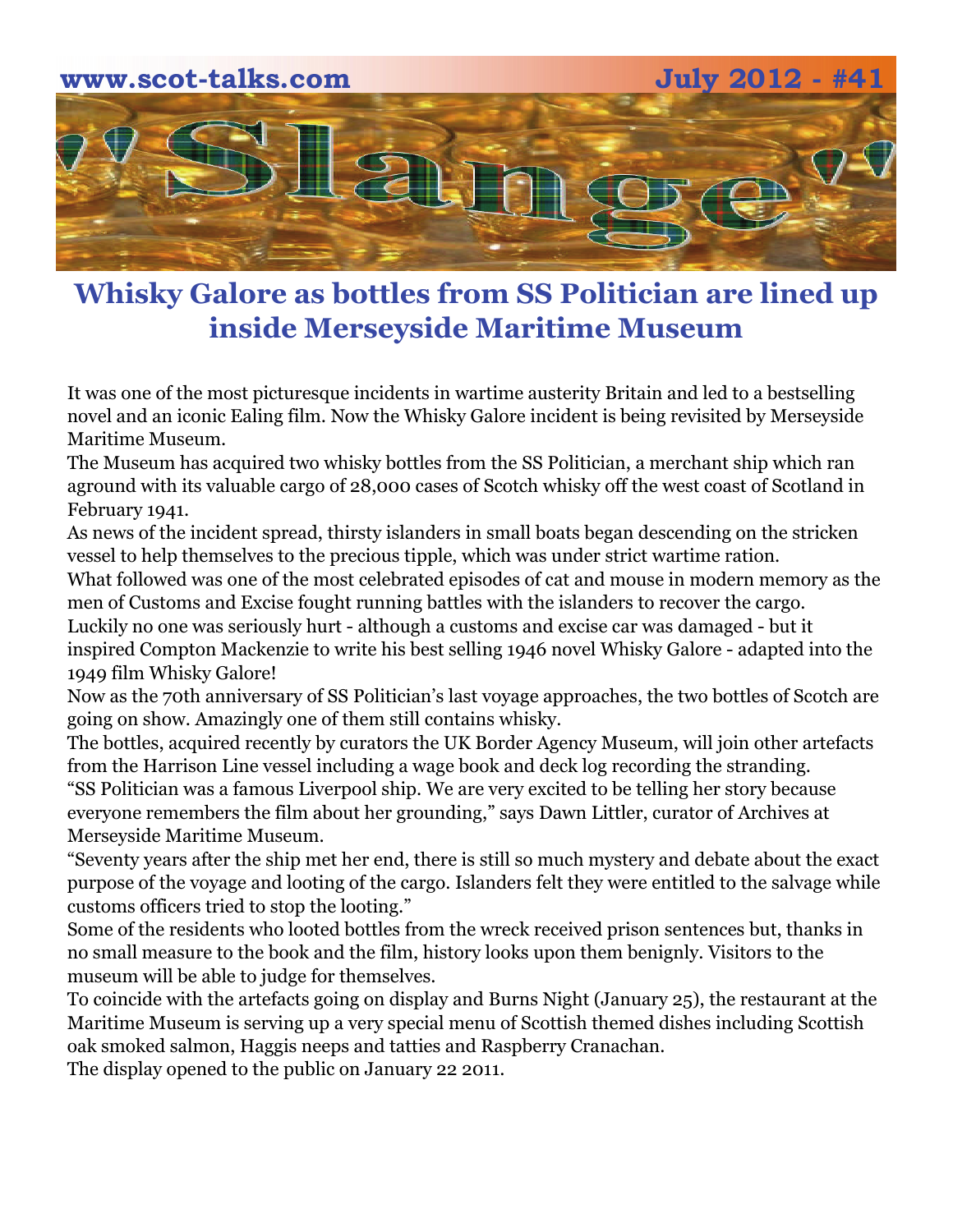# Whisky Galore as bottles from SS Politician are lined up inside Merseyside Maritime Museum

It was one of the most picturesque incidents in wartime austerity Britain and led to a bestselling novel and an iconic Ealing film. Now the Whisky Galore incident is being revisited by Merseyside Maritime Museum.

The Museum has acquired two whisky bottles from the SS Politician, a merchant ship which ran aground with its valuable cargo of 28,000 cases of Scotch whisky off the west coast of Scotland in February 1941.

As news of the incident spread, thirsty islanders in small boats began descending on the stricken vessel to help themselves to the precious tipple, which was under strict wartime ration.

What followed was one of the most celebrated episodes of cat and mouse in modern memory as the men of Customs and Excise fought running battles with the islanders to recover the cargo.

Luckily no one was seriously hurt - although a customs and excise car was damaged - but it inspired Compton Mackenzie to write his best selling 1946 novel Whisky Galore - adapted into the 1949 film Whisky Galore!

Now as the 70th anniversary of SS Politician's last voyage approaches, the two bottles of Scotch are going on show. Amazingly one of them still contains whisky.

The bottles, acquired recently by curators the UK Border Agency Museum, will join other artefacts from the Harrison Line vessel including a wage book and deck log recording the stranding.

"SS Politician was a famous Liverpool ship. We are very excited to be telling her story because everyone remembers the film about her grounding," says Dawn Littler, curator of Archives at Merseyside Maritime Museum.

"Seventy years after the ship met her end, there is still so much mystery and debate about the exact purpose of the voyage and looting of the cargo. Islanders felt they were entitled to the salvage while customs officers tried to stop the looting."

Some of the residents who looted bottles from the wreck received prison sentences but, thanks in no small measure to the book and the film, history looks upon them benignly. Visitors to the museum will be able to judge for themselves.

To coincide with the artefacts going on display and Burns Night (January 25), the restaurant at the Maritime Museum is serving up a very special menu of Scottish themed dishes including Scottish oak smoked salmon, Haggis neeps and tatties and Raspberry Cranachan.

The display opened to the public on January 22 2011.